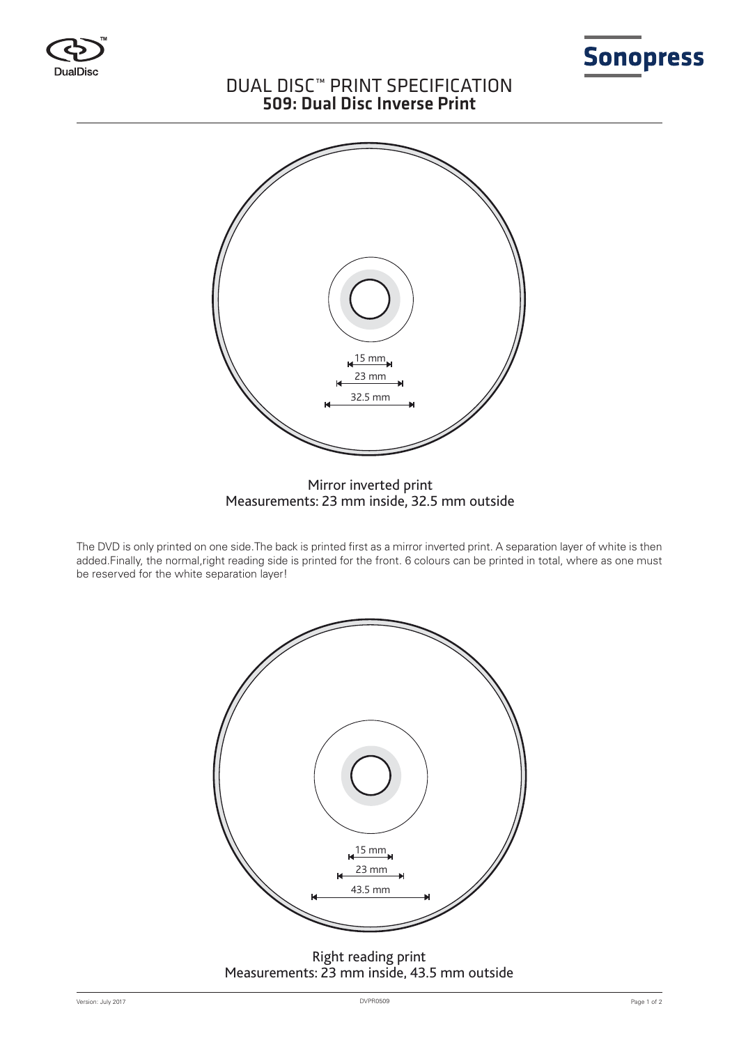# DUAL DISC™ PRINT SPECIFICATION
## 509: Dual Disc Inverse Print

15 mm
23 mm
32.5 mm

Mirror inverted print
Measurements: 23 mm inside, 32.5 mm outside

The DVD is only printed on one side.The back is printed first as a mirror inverted print. A separation layer of white is then added.Finally, the normal,right reading side is printed for the front. 6 colours can be printed in total, where as one must be reserved for the white separation layer!

15 mm
23 mm
43.5 mm

Right reading print
Measurements: 23 mm inside, 43.5 mm outside

Version: July 2017 DVPR0509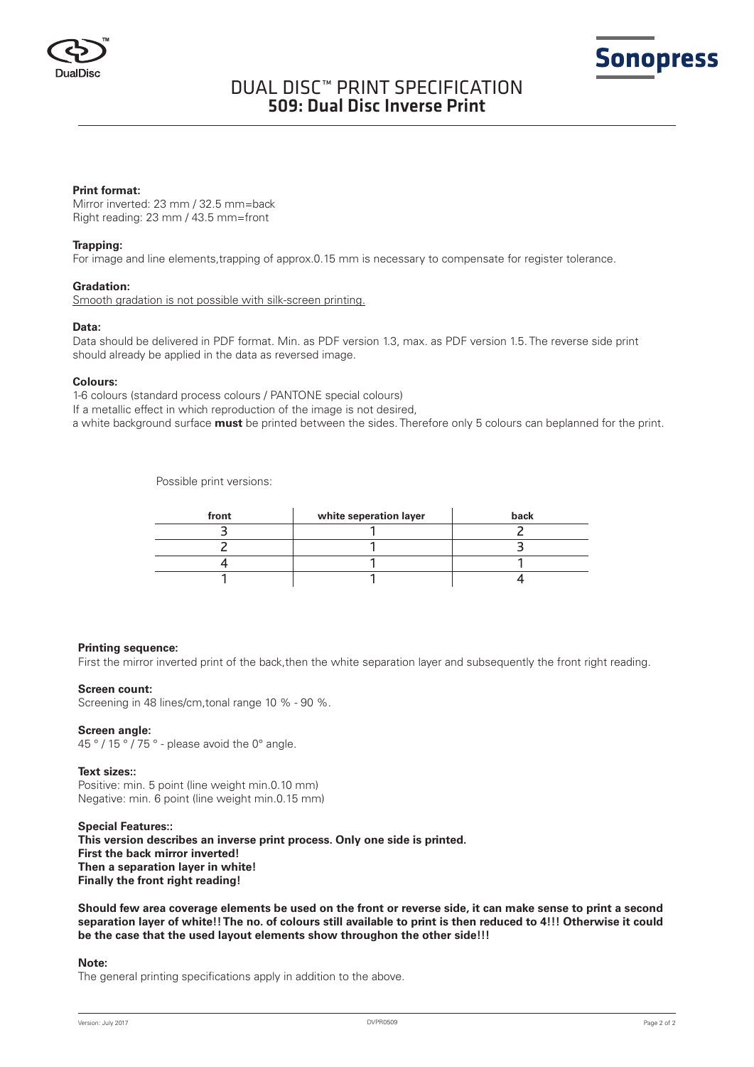# DUAL DISC™ PRINT SPECIFICATION
## 509: Dual Disc Inverse Print

**Print format:**
Mirror inverted: 23 mm / 32.5 mm=back
Right reading: 23 mm / 43.5 mm=front

**Trapping:**
For image and line elements,trapping of approx.0.15 mm is necessary to compensate for register tolerance.

**Gradation:**
Smooth gradation is not possible with silk-screen printing.

**Data:**
Data should be delivered in PDF format. Min. as PDF version 1.3, max. as PDF version 1.5. The reverse side print should already be applied in the data as reversed image.

**Colours:**
1-6 colours (standard process colours / PANTONE special colours)
If a metallic effect in which reproduction of the image is not desired,
a white background surface **must** be printed between the sides. Therefore only 5 colours can beplanned for the print.

Possible print versions:

| front | white seperation layer | back |
|---|---|---|
| 3 | 1 | 2 |
| 2 | 1 | 3 |
| 4 | 1 | 1 |
| 1 | 1 | 4 |

**Printing sequence:**
First the mirror inverted print of the back,then the white separation layer and subsequently the front right reading.

**Screen count:**
Screening in 48 lines/cm,tonal range 10 % - 90 %.

**Screen angle:**
45 ° / 15 ° / 75 ° - please avoid the 0° angle.

**Text sizes::**
Positive: min. 5 point (line weight min.0.10 mm)
Negative: min. 6 point (line weight min.0.15 mm)

**Special Features::**
**This version describes an inverse print process. Only one side is printed.**
**First the back mirror inverted!**
**Then a separation layer in white!**
**Finally the front right reading!**

**Should few area coverage elements be used on the front or reverse side, it can make sense to print a second separation layer of white!! The no. of colours still available to print is then reduced to 4!!! Otherwise it could be the case that the used layout elements show throughon the other side!!!**

**Note:**
The general printing specifications apply in addition to the above.

Version: July 2017 DVPR0509